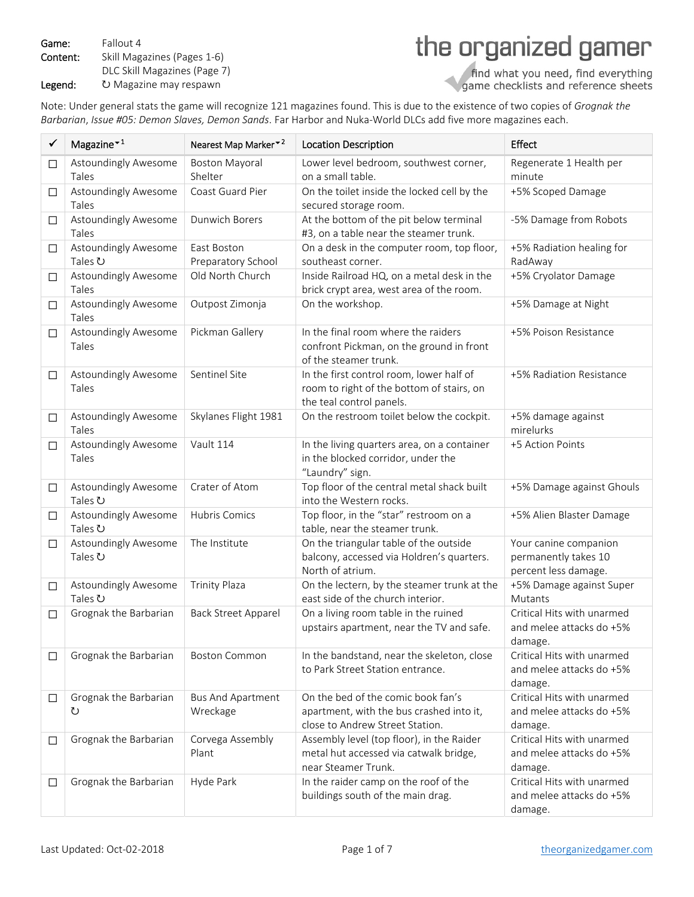Game: Fallout 4

Content: Skill Magazines (Pages 1-6)
DLC Skill Magazines (Page 7)

Legend: ↻ Magazine may respawn

**the organized gamer**
find what you need, find everything
game checklists and reference sheets

Note: Under general stats the game will recognize 121 magazines found. This is due to the existence of two copies of *Grognak the Barbarian*, *Issue #05: Demon Slaves, Demon Sands*. Far Harbor and Nuka-World DLCs add five more magazines each.

| ✓ | Magazine[1] | Nearest Map Marker[2] | Location Description | Effect |
|---|---|---|---|---|
| ☐ | Astoundingly Awesome Tales | Boston Mayoral Shelter | Lower level bedroom, southwest corner, on a small table. | Regenerate 1 Health per minute |
| ☐ | Astoundingly Awesome Tales | Coast Guard Pier | On the toilet inside the locked cell by the secured storage room. | +5% Scoped Damage |
| ☐ | Astoundingly Awesome Tales | Dunwich Borers | At the bottom of the pit below terminal #3, on a table near the steamer trunk. | -5% Damage from Robots |
| ☐ | Astoundingly Awesome Tales ↻ | East Boston Preparatory School | On a desk in the computer room, top floor, southeast corner. | +5% Radiation healing for RadAway |
| ☐ | Astoundingly Awesome Tales | Old North Church | Inside Railroad HQ, on a metal desk in the brick crypt area, west area of the room. | +5% Cryolator Damage |
| ☐ | Astoundingly Awesome Tales | Outpost Zimonja | On the workshop. | +5% Damage at Night |
| ☐ | Astoundingly Awesome Tales | Pickman Gallery | In the final room where the raiders confront Pickman, on the ground in front of the steamer trunk. | +5% Poison Resistance |
| ☐ | Astoundingly Awesome Tales | Sentinel Site | In the first control room, lower half of room to right of the bottom of stairs, on the teal control panels. | +5% Radiation Resistance |
| ☐ | Astoundingly Awesome Tales | Skylanes Flight 1981 | On the restroom toilet below the cockpit. | +5% damage against mirelurks |
| ☐ | Astoundingly Awesome Tales | Vault 114 | In the living quarters area, on a container in the blocked corridor, under the "Laundry" sign. | +5 Action Points |
| ☐ | Astoundingly Awesome Tales ↻ | Crater of Atom | Top floor of the central metal shack built into the Western rocks. | +5% Damage against Ghouls |
| ☐ | Astoundingly Awesome Tales ↻ | Hubris Comics | Top floor, in the "star" restroom on a table, near the steamer trunk. | +5% Alien Blaster Damage |
| ☐ | Astoundingly Awesome Tales ↻ | The Institute | On the triangular table of the outside balcony, accessed via Holdren's quarters. North of atrium. | Your canine companion permanently takes 10 percent less damage. |
| ☐ | Astoundingly Awesome Tales ↻ | Trinity Plaza | On the lectern, by the steamer trunk at the east side of the church interior. | +5% Damage against Super Mutants |
| ☐ | Grognak the Barbarian | Back Street Apparel | On a living room table in the ruined upstairs apartment, near the TV and safe. | Critical Hits with unarmed and melee attacks do +5% damage. |
| ☐ | Grognak the Barbarian | Boston Common | In the bandstand, near the skeleton, close to Park Street Station entrance. | Critical Hits with unarmed and melee attacks do +5% damage. |
| ☐ | Grognak the Barbarian ↻ | Bus And Apartment Wreckage | On the bed of the comic book fan's apartment, with the bus crashed into it, close to Andrew Street Station. | Critical Hits with unarmed and melee attacks do +5% damage. |
| ☐ | Grognak the Barbarian | Corvega Assembly Plant | Assembly level (top floor), in the Raider metal hut accessed via catwalk bridge, near Steamer Trunk. | Critical Hits with unarmed and melee attacks do +5% damage. |
| ☐ | Grognak the Barbarian | Hyde Park | In the raider camp on the roof of the buildings south of the main drag. | Critical Hits with unarmed and melee attacks do +5% damage. |

Last Updated: Oct-02-2018

theorganizedgamer.com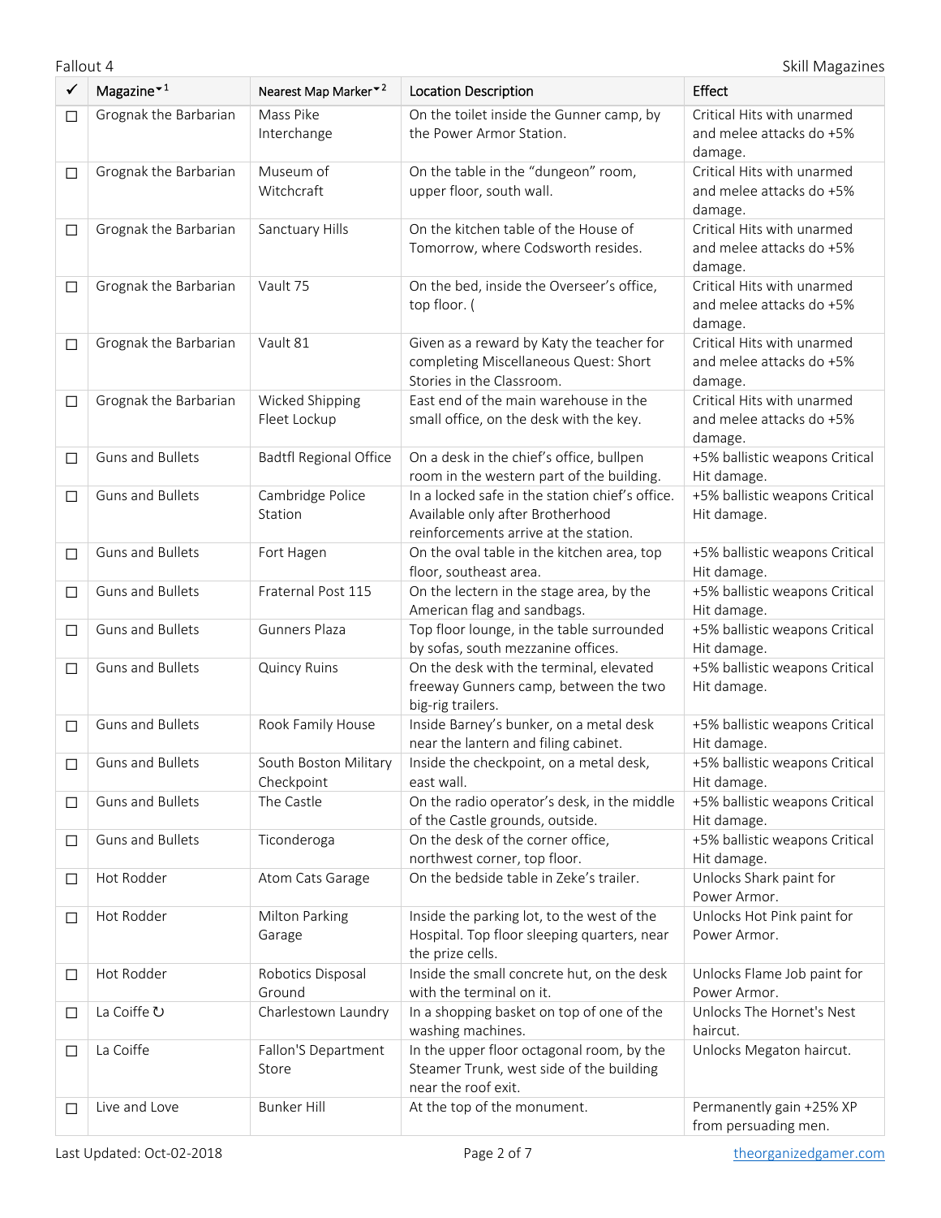| ✓ | Magazine[1] | Nearest Map Marker[2] | Location Description | Effect |
|---|---|---|---|---|
| ☐ | Grognak the Barbarian | Mass Pike Interchange | On the toilet inside the Gunner camp, by the Power Armor Station. | Critical Hits with unarmed and melee attacks do +5% damage. |
| ☐ | Grognak the Barbarian | Museum of Witchcraft | On the table in the "dungeon" room, upper floor, south wall. | Critical Hits with unarmed and melee attacks do +5% damage. |
| ☐ | Grognak the Barbarian | Sanctuary Hills | On the kitchen table of the House of Tomorrow, where Codsworth resides. | Critical Hits with unarmed and melee attacks do +5% damage. |
| ☐ | Grognak the Barbarian | Vault 75 | On the bed, inside the Overseer's office, top floor. ( | Critical Hits with unarmed and melee attacks do +5% damage. |
| ☐ | Grognak the Barbarian | Vault 81 | Given as a reward by Katy the teacher for completing Miscellaneous Quest: Short Stories in the Classroom. | Critical Hits with unarmed and melee attacks do +5% damage. |
| ☐ | Grognak the Barbarian | Wicked Shipping Fleet Lockup | East end of the main warehouse in the small office, on the desk with the key. | Critical Hits with unarmed and melee attacks do +5% damage. |
| ☐ | Guns and Bullets | Badtfl Regional Office | On a desk in the chief's office, bullpen room in the western part of the building. | +5% ballistic weapons Critical Hit damage. |
| ☐ | Guns and Bullets | Cambridge Police Station | In a locked safe in the station chief's office. Available only after Brotherhood reinforcements arrive at the station. | +5% ballistic weapons Critical Hit damage. |
| ☐ | Guns and Bullets | Fort Hagen | On the oval table in the kitchen area, top floor, southeast area. | +5% ballistic weapons Critical Hit damage. |
| ☐ | Guns and Bullets | Fraternal Post 115 | On the lectern in the stage area, by the American flag and sandbags. | +5% ballistic weapons Critical Hit damage. |
| ☐ | Guns and Bullets | Gunners Plaza | Top floor lounge, in the table surrounded by sofas, south mezzanine offices. | +5% ballistic weapons Critical Hit damage. |
| ☐ | Guns and Bullets | Quincy Ruins | On the desk with the terminal, elevated freeway Gunners camp, between the two big-rig trailers. | +5% ballistic weapons Critical Hit damage. |
| ☐ | Guns and Bullets | Rook Family House | Inside Barney's bunker, on a metal desk near the lantern and filing cabinet. | +5% ballistic weapons Critical Hit damage. |
| ☐ | Guns and Bullets | South Boston Military Checkpoint | Inside the checkpoint, on a metal desk, east wall. | +5% ballistic weapons Critical Hit damage. |
| ☐ | Guns and Bullets | The Castle | On the radio operator's desk, in the middle of the Castle grounds, outside. | +5% ballistic weapons Critical Hit damage. |
| ☐ | Guns and Bullets | Ticonderoga | On the desk of the corner office, northwest corner, top floor. | +5% ballistic weapons Critical Hit damage. |
| ☐ | Hot Rodder | Atom Cats Garage | On the bedside table in Zeke's trailer. | Unlocks Shark paint for Power Armor. |
| ☐ | Hot Rodder | Milton Parking Garage | Inside the parking lot, to the west of the Hospital. Top floor sleeping quarters, near the prize cells. | Unlocks Hot Pink paint for Power Armor. |
| ☐ | Hot Rodder | Robotics Disposal Ground | Inside the small concrete hut, on the desk with the terminal on it. | Unlocks Flame Job paint for Power Armor. |
| ☐ | La Coiffe ↻ | Charlestown Laundry | In a shopping basket on top of one of the washing machines. | Unlocks The Hornet's Nest haircut. |
| ☐ | La Coiffe | Fallon'S Department Store | In the upper floor octagonal room, by the Steamer Trunk, west side of the building near the roof exit. | Unlocks Megaton haircut. |
| ☐ | Live and Love | Bunker Hill | At the top of the monument. | Permanently gain +25% XP from persuading men. |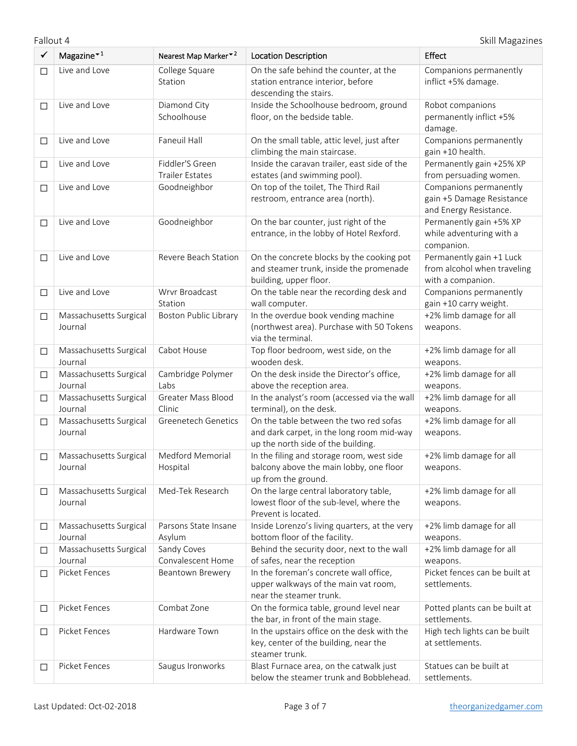| ✓ | Magazine[1] | Nearest Map Marker[2] | Location Description | Effect |
|---|---|---|---|---|
| ☐ | Live and Love | College Square Station | On the safe behind the counter, at the station entrance interior, before descending the stairs. | Companions permanently inflict +5% damage. |
| ☐ | Live and Love | Diamond City Schoolhouse | Inside the Schoolhouse bedroom, ground floor, on the bedside table. | Robot companions permanently inflict +5% damage. |
| ☐ | Live and Love | Faneuil Hall | On the small table, attic level, just after climbing the main staircase. | Companions permanently gain +10 health. |
| ☐ | Live and Love | Fiddler'S Green Trailer Estates | Inside the caravan trailer, east side of the estates (and swimming pool). | Permanently gain +25% XP from persuading women. |
| ☐ | Live and Love | Goodneighbor | On top of the toilet, The Third Rail restroom, entrance area (north). | Companions permanently gain +5 Damage Resistance and Energy Resistance. |
| ☐ | Live and Love | Goodneighbor | On the bar counter, just right of the entrance, in the lobby of Hotel Rexford. | Permanently gain +5% XP while adventuring with a companion. |
| ☐ | Live and Love | Revere Beach Station | On the concrete blocks by the cooking pot and steamer trunk, inside the promenade building, upper floor. | Permanently gain +1 Luck from alcohol when traveling with a companion. |
| ☐ | Live and Love | Wrvr Broadcast Station | On the table near the recording desk and wall computer. | Companions permanently gain +10 carry weight. |
| ☐ | Massachusetts Surgical Journal | Boston Public Library | In the overdue book vending machine (northwest area). Purchase with 50 Tokens via the terminal. | +2% limb damage for all weapons. |
| ☐ | Massachusetts Surgical Journal | Cabot House | Top floor bedroom, west side, on the wooden desk. | +2% limb damage for all weapons. |
| ☐ | Massachusetts Surgical Journal | Cambridge Polymer Labs | On the desk inside the Director's office, above the reception area. | +2% limb damage for all weapons. |
| ☐ | Massachusetts Surgical Journal | Greater Mass Blood Clinic | In the analyst's room (accessed via the wall terminal), on the desk. | +2% limb damage for all weapons. |
| ☐ | Massachusetts Surgical Journal | Greenetech Genetics | On the table between the two red sofas and dark carpet, in the long room mid-way up the north side of the building. | +2% limb damage for all weapons. |
| ☐ | Massachusetts Surgical Journal | Medford Memorial Hospital | In the filing and storage room, west side balcony above the main lobby, one floor up from the ground. | +2% limb damage for all weapons. |
| ☐ | Massachusetts Surgical Journal | Med-Tek Research | On the large central laboratory table, lowest floor of the sub-level, where the Prevent is located. | +2% limb damage for all weapons. |
| ☐ | Massachusetts Surgical Journal | Parsons State Insane Asylum | Inside Lorenzo's living quarters, at the very bottom floor of the facility. | +2% limb damage for all weapons. |
| ☐ | Massachusetts Surgical Journal | Sandy Coves Convalescent Home | Behind the security door, next to the wall of safes, near the reception | +2% limb damage for all weapons. |
| ☐ | Picket Fences | Beantown Brewery | In the foreman's concrete wall office, upper walkways of the main vat room, near the steamer trunk. | Picket fences can be built at settlements. |
| ☐ | Picket Fences | Combat Zone | On the formica table, ground level near the bar, in front of the main stage. | Potted plants can be built at settlements. |
| ☐ | Picket Fences | Hardware Town | In the upstairs office on the desk with the key, center of the building, near the steamer trunk. | High tech lights can be built at settlements. |
| ☐ | Picket Fences | Saugus Ironworks | Blast Furnace area, on the catwalk just below the steamer trunk and Bobblehead. | Statues can be built at settlements. |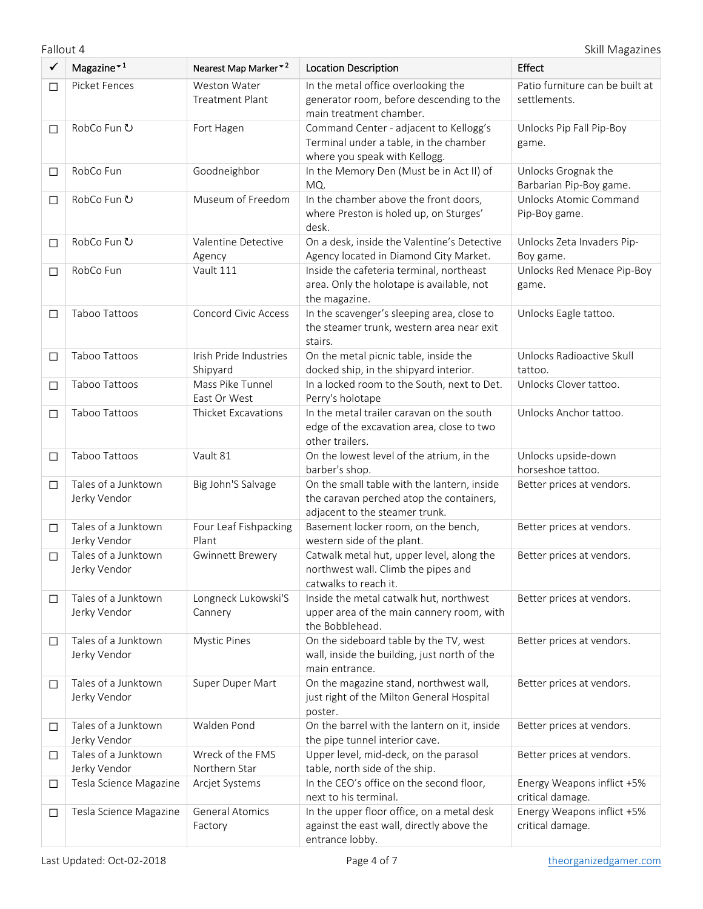| ✓ | Magazine[1] | Nearest Map Marker[2] | Location Description | Effect |
|---|---|---|---|---|
| ☐ | Picket Fences | Weston Water Treatment Plant | In the metal office overlooking the generator room, before descending to the main treatment chamber. | Patio furniture can be built at settlements. |
| ☐ | RobCo Fun ↻ | Fort Hagen | Command Center - adjacent to Kellogg's Terminal under a table, in the chamber where you speak with Kellogg. | Unlocks Pip Fall Pip-Boy game. |
| ☐ | RobCo Fun | Goodneighbor | In the Memory Den (Must be in Act II) of MQ. | Unlocks Grognak the Barbarian Pip-Boy game. |
| ☐ | RobCo Fun ↻ | Museum of Freedom | In the chamber above the front doors, where Preston is holed up, on Sturges' desk. | Unlocks Atomic Command Pip-Boy game. |
| ☐ | RobCo Fun ↻ | Valentine Detective Agency | On a desk, inside the Valentine's Detective Agency located in Diamond City Market. | Unlocks Zeta Invaders Pip-Boy game. |
| ☐ | RobCo Fun | Vault 111 | Inside the cafeteria terminal, northeast area. Only the holotape is available, not the magazine. | Unlocks Red Menace Pip-Boy game. |
| ☐ | Taboo Tattoos | Concord Civic Access | In the scavenger's sleeping area, close to the steamer trunk, western area near exit stairs. | Unlocks Eagle tattoo. |
| ☐ | Taboo Tattoos | Irish Pride Industries Shipyard | On the metal picnic table, inside the docked ship, in the shipyard interior. | Unlocks Radioactive Skull tattoo. |
| ☐ | Taboo Tattoos | Mass Pike Tunnel East Or West | In a locked room to the South, next to Det. Perry's holotape | Unlocks Clover tattoo. |
| ☐ | Taboo Tattoos | Thicket Excavations | In the metal trailer caravan on the south edge of the excavation area, close to two other trailers. | Unlocks Anchor tattoo. |
| ☐ | Taboo Tattoos | Vault 81 | On the lowest level of the atrium, in the barber's shop. | Unlocks upside-down horseshoe tattoo. |
| ☐ | Tales of a Junktown Jerky Vendor | Big John'S Salvage | On the small table with the lantern, inside the caravan perched atop the containers, adjacent to the steamer trunk. | Better prices at vendors. |
| ☐ | Tales of a Junktown Jerky Vendor | Four Leaf Fishpacking Plant | Basement locker room, on the bench, western side of the plant. | Better prices at vendors. |
| ☐ | Tales of a Junktown Jerky Vendor | Gwinnett Brewery | Catwalk metal hut, upper level, along the northwest wall. Climb the pipes and catwalks to reach it. | Better prices at vendors. |
| ☐ | Tales of a Junktown Jerky Vendor | Longneck Lukowski'S Cannery | Inside the metal catwalk hut, northwest upper area of the main cannery room, with the Bobblehead. | Better prices at vendors. |
| ☐ | Tales of a Junktown Jerky Vendor | Mystic Pines | On the sideboard table by the TV, west wall, inside the building, just north of the main entrance. | Better prices at vendors. |
| ☐ | Tales of a Junktown Jerky Vendor | Super Duper Mart | On the magazine stand, northwest wall, just right of the Milton General Hospital poster. | Better prices at vendors. |
| ☐ | Tales of a Junktown Jerky Vendor | Walden Pond | On the barrel with the lantern on it, inside the pipe tunnel interior cave. | Better prices at vendors. |
| ☐ | Tales of a Junktown Jerky Vendor | Wreck of the FMS Northern Star | Upper level, mid-deck, on the parasol table, north side of the ship. | Better prices at vendors. |
| ☐ | Tesla Science Magazine | Arcjet Systems | In the CEO's office on the second floor, next to his terminal. | Energy Weapons inflict +5% critical damage. |
| ☐ | Tesla Science Magazine | General Atomics Factory | In the upper floor office, on a metal desk against the east wall, directly above the entrance lobby. | Energy Weapons inflict +5% critical damage. |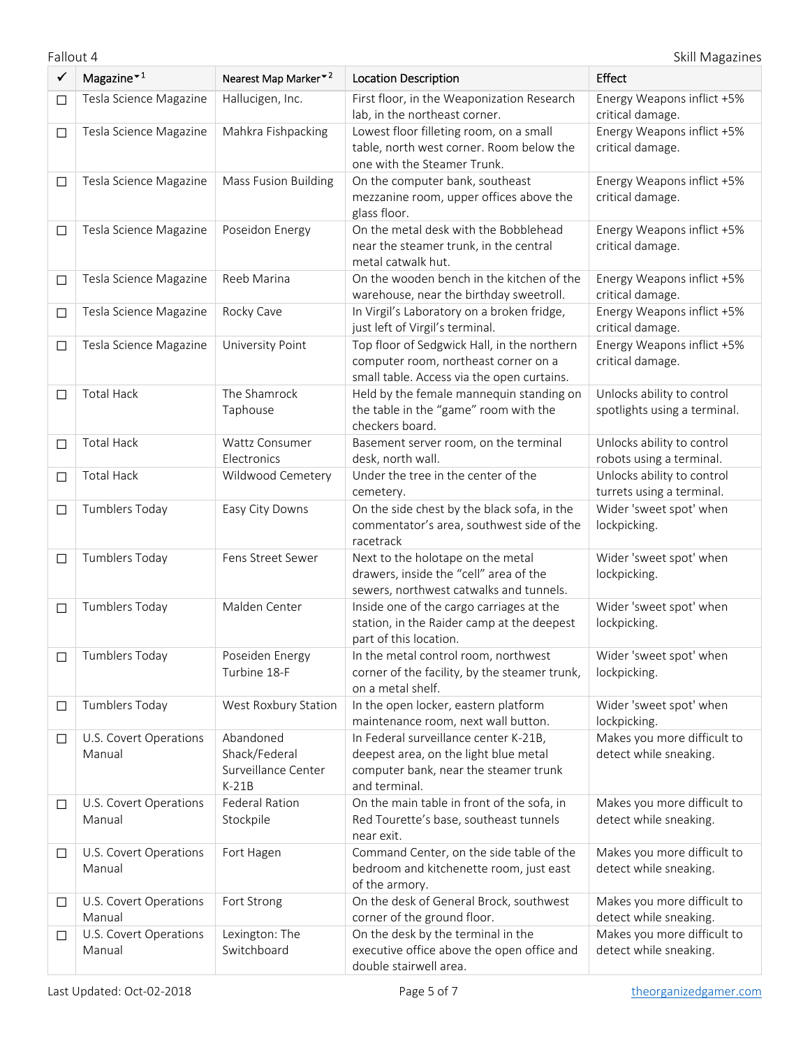| ✓ | Magazine[1] | Nearest Map Marker[2] | Location Description | Effect |
|---|---|---|---|---|
| ☐ | Tesla Science Magazine | Hallucigen, Inc. | First floor, in the Weaponization Research lab, in the northeast corner. | Energy Weapons inflict +5% critical damage. |
| ☐ | Tesla Science Magazine | Mahkra Fishpacking | Lowest floor filleting room, on a small table, north west corner. Room below the one with the Steamer Trunk. | Energy Weapons inflict +5% critical damage. |
| ☐ | Tesla Science Magazine | Mass Fusion Building | On the computer bank, southeast mezzanine room, upper offices above the glass floor. | Energy Weapons inflict +5% critical damage. |
| ☐ | Tesla Science Magazine | Poseidon Energy | On the metal desk with the Bobblehead near the steamer trunk, in the central metal catwalk hut. | Energy Weapons inflict +5% critical damage. |
| ☐ | Tesla Science Magazine | Reeb Marina | On the wooden bench in the kitchen of the warehouse, near the birthday sweetroll. | Energy Weapons inflict +5% critical damage. |
| ☐ | Tesla Science Magazine | Rocky Cave | In Virgil's Laboratory on a broken fridge, just left of Virgil's terminal. | Energy Weapons inflict +5% critical damage. |
| ☐ | Tesla Science Magazine | University Point | Top floor of Sedgwick Hall, in the northern computer room, northeast corner on a small table. Access via the open curtains. | Energy Weapons inflict +5% critical damage. |
| ☐ | Total Hack | The Shamrock Taphouse | Held by the female mannequin standing on the table in the "game" room with the checkers board. | Unlocks ability to control spotlights using a terminal. |
| ☐ | Total Hack | Wattz Consumer Electronics | Basement server room, on the terminal desk, north wall. | Unlocks ability to control robots using a terminal. |
| ☐ | Total Hack | Wildwood Cemetery | Under the tree in the center of the cemetery. | Unlocks ability to control turrets using a terminal. |
| ☐ | Tumblers Today | Easy City Downs | On the side chest by the black sofa, in the commentator's area, southwest side of the racetrack | Wider 'sweet spot' when lockpicking. |
| ☐ | Tumblers Today | Fens Street Sewer | Next to the holotape on the metal drawers, inside the "cell" area of the sewers, northwest catwalks and tunnels. | Wider 'sweet spot' when lockpicking. |
| ☐ | Tumblers Today | Malden Center | Inside one of the cargo carriages at the station, in the Raider camp at the deepest part of this location. | Wider 'sweet spot' when lockpicking. |
| ☐ | Tumblers Today | Poseiden Energy Turbine 18-F | In the metal control room, northwest corner of the facility, by the steamer trunk, on a metal shelf. | Wider 'sweet spot' when lockpicking. |
| ☐ | Tumblers Today | West Roxbury Station | In the open locker, eastern platform maintenance room, next wall button. | Wider 'sweet spot' when lockpicking. |
| ☐ | U.S. Covert Operations Manual | Abandoned Shack/Federal Surveillance Center K-21B | In Federal surveillance center K-21B, deepest area, on the light blue metal computer bank, near the steamer trunk and terminal. | Makes you more difficult to detect while sneaking. |
| ☐ | U.S. Covert Operations Manual | Federal Ration Stockpile | On the main table in front of the sofa, in Red Tourette's base, southeast tunnels near exit. | Makes you more difficult to detect while sneaking. |
| ☐ | U.S. Covert Operations Manual | Fort Hagen | Command Center, on the side table of the bedroom and kitchenette room, just east of the armory. | Makes you more difficult to detect while sneaking. |
| ☐ | U.S. Covert Operations Manual | Fort Strong | On the desk of General Brock, southwest corner of the ground floor. | Makes you more difficult to detect while sneaking. |
| ☐ | U.S. Covert Operations Manual | Lexington: The Switchboard | On the desk by the terminal in the executive office above the open office and double stairwell area. | Makes you more difficult to detect while sneaking. |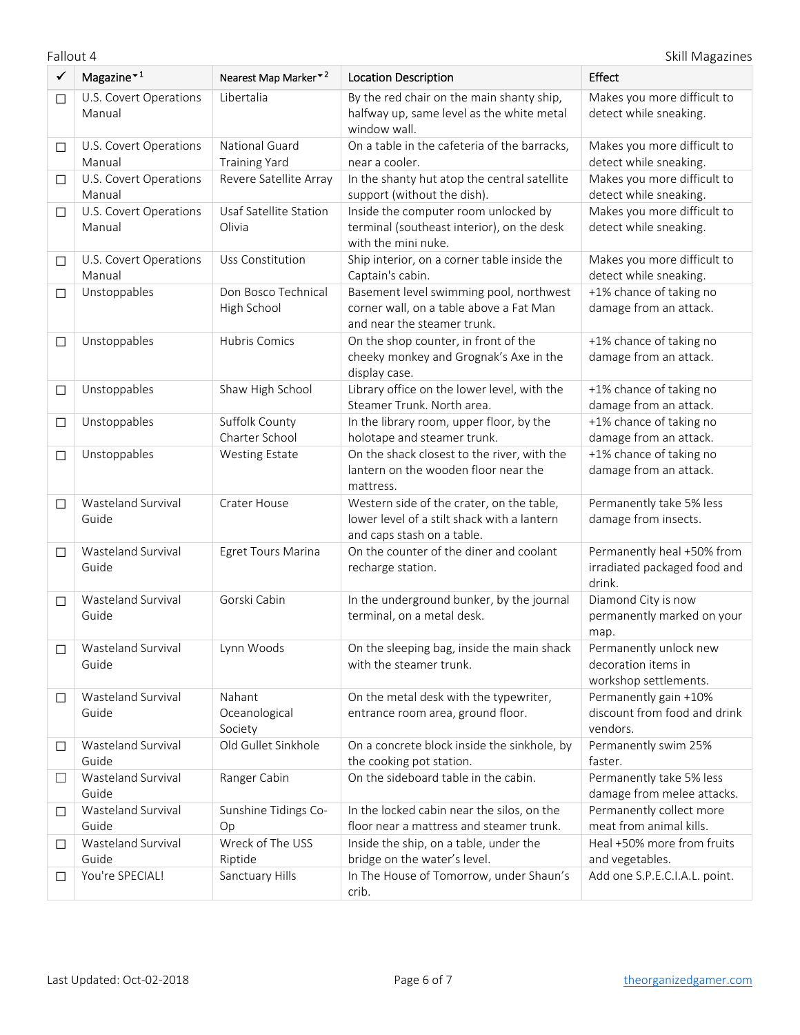| ✓ | Magazine[1] | Nearest Map Marker[2] | Location Description | Effect |
|---|---|---|---|---|
| ☐ | U.S. Covert Operations Manual | Libertalia | By the red chair on the main shanty ship, halfway up, same level as the white metal window wall. | Makes you more difficult to detect while sneaking. |
| ☐ | U.S. Covert Operations Manual | National Guard Training Yard | On a table in the cafeteria of the barracks, near a cooler. | Makes you more difficult to detect while sneaking. |
| ☐ | U.S. Covert Operations Manual | Revere Satellite Array | In the shanty hut atop the central satellite support (without the dish). | Makes you more difficult to detect while sneaking. |
| ☐ | U.S. Covert Operations Manual | Usaf Satellite Station Olivia | Inside the computer room unlocked by terminal (southeast interior), on the desk with the mini nuke. | Makes you more difficult to detect while sneaking. |
| ☐ | U.S. Covert Operations Manual | Uss Constitution | Ship interior, on a corner table inside the Captain's cabin. | Makes you more difficult to detect while sneaking. |
| ☐ | Unstoppables | Don Bosco Technical High School | Basement level swimming pool, northwest corner wall, on a table above a Fat Man and near the steamer trunk. | +1% chance of taking no damage from an attack. |
| ☐ | Unstoppables | Hubris Comics | On the shop counter, in front of the cheeky monkey and Grognak's Axe in the display case. | +1% chance of taking no damage from an attack. |
| ☐ | Unstoppables | Shaw High School | Library office on the lower level, with the Steamer Trunk. North area. | +1% chance of taking no damage from an attack. |
| ☐ | Unstoppables | Suffolk County Charter School | In the library room, upper floor, by the holotape and steamer trunk. | +1% chance of taking no damage from an attack. |
| ☐ | Unstoppables | Westing Estate | On the shack closest to the river, with the lantern on the wooden floor near the mattress. | +1% chance of taking no damage from an attack. |
| ☐ | Wasteland Survival Guide | Crater House | Western side of the crater, on the table, lower level of a stilt shack with a lantern and caps stash on a table. | Permanently take 5% less damage from insects. |
| ☐ | Wasteland Survival Guide | Egret Tours Marina | On the counter of the diner and coolant recharge station. | Permanently heal +50% from irradiated packaged food and drink. |
| ☐ | Wasteland Survival Guide | Gorski Cabin | In the underground bunker, by the journal terminal, on a metal desk. | Diamond City is now permanently marked on your map. |
| ☐ | Wasteland Survival Guide | Lynn Woods | On the sleeping bag, inside the main shack with the steamer trunk. | Permanently unlock new decoration items in workshop settlements. |
| ☐ | Wasteland Survival Guide | Nahant Oceanological Society | On the metal desk with the typewriter, entrance room area, ground floor. | Permanently gain +10% discount from food and drink vendors. |
| ☐ | Wasteland Survival Guide | Old Gullet Sinkhole | On a concrete block inside the sinkhole, by the cooking pot station. | Permanently swim 25% faster. |
| ☐ | Wasteland Survival Guide | Ranger Cabin | On the sideboard table in the cabin. | Permanently take 5% less damage from melee attacks. |
| ☐ | Wasteland Survival Guide | Sunshine Tidings Co-Op | In the locked cabin near the silos, on the floor near a mattress and steamer trunk. | Permanently collect more meat from animal kills. |
| ☐ | Wasteland Survival Guide | Wreck of The USS Riptide | Inside the ship, on a table, under the bridge on the water's level. | Heal +50% more from fruits and vegetables. |
| ☐ | You're SPECIAL! | Sanctuary Hills | In The House of Tomorrow, under Shaun's crib. | Add one S.P.E.C.I.A.L. point. |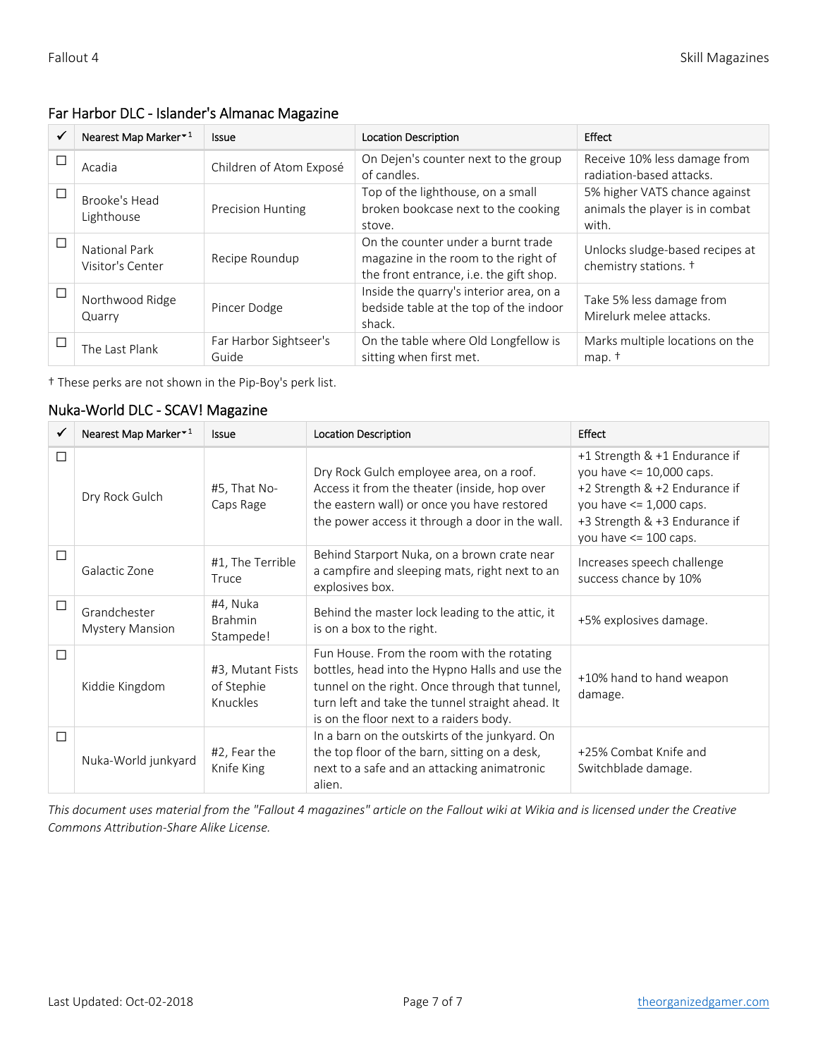## Far Harbor DLC - Islander's Almanac Magazine

| ✓ | Nearest Map Marker▾[1] | Issue | Location Description | Effect |
|---|---|---|---|---|
| ☐ | Acadia | Children of Atom Exposé | On Dejen's counter next to the group of candles. | Receive 10% less damage from radiation-based attacks. |
| ☐ | Brooke's Head Lighthouse | Precision Hunting | Top of the lighthouse, on a small broken bookcase next to the cooking stove. | 5% higher VATS chance against animals the player is in combat with. |
| ☐ | National Park Visitor's Center | Recipe Roundup | On the counter under a burnt trade magazine in the room to the right of the front entrance, i.e. the gift shop. | Unlocks sludge-based recipes at chemistry stations. † |
| ☐ | Northwood Ridge Quarry | Pincer Dodge | Inside the quarry's interior area, on a bedside table at the top of the indoor shack. | Take 5% less damage from Mirelurk melee attacks. |
| ☐ | The Last Plank | Far Harbor Sightseer's Guide | On the table where Old Longfellow is sitting when first met. | Marks multiple locations on the map. † |

† These perks are not shown in the Pip-Boy's perk list.

## Nuka-World DLC - SCAV! Magazine

| ✓ | Nearest Map Marker▾[1] | Issue | Location Description | Effect |
|---|---|---|---|---|
| ☐ | Dry Rock Gulch | #5, That No-Caps Rage | Dry Rock Gulch employee area, on a roof. Access it from the theater (inside, hop over the eastern wall) or once you have restored the power access it through a door in the wall. | +1 Strength & +1 Endurance if you have <= 10,000 caps. +2 Strength & +2 Endurance if you have <= 1,000 caps. +3 Strength & +3 Endurance if you have <= 100 caps. |
| ☐ | Galactic Zone | #1, The Terrible Truce | Behind Starport Nuka, on a brown crate near a campfire and sleeping mats, right next to an explosives box. | Increases speech challenge success chance by 10% |
| ☐ | Grandchester Mystery Mansion | #4, Nuka Brahmin Stampede! | Behind the master lock leading to the attic, it is on a box to the right. | +5% explosives damage. |
| ☐ | Kiddie Kingdom | #3, Mutant Fists of Stephie Knuckles | Fun House. From the room with the rotating bottles, head into the Hypno Halls and use the tunnel on the right. Once through that tunnel, turn left and take the tunnel straight ahead. It is on the floor next to a raiders body. | +10% hand to hand weapon damage. |
| ☐ | Nuka-World junkyard | #2, Fear the Knife King | In a barn on the outskirts of the junkyard. On the top floor of the barn, sitting on a desk, next to a safe and an attacking animatronic alien. | +25% Combat Knife and Switchblade damage. |

*This document uses material from the "Fallout 4 magazines" article on the Fallout wiki at Wikia and is licensed under the Creative Commons Attribution-Share Alike License.*

Last Updated: Oct-02-2018

theorganizedgamer.com